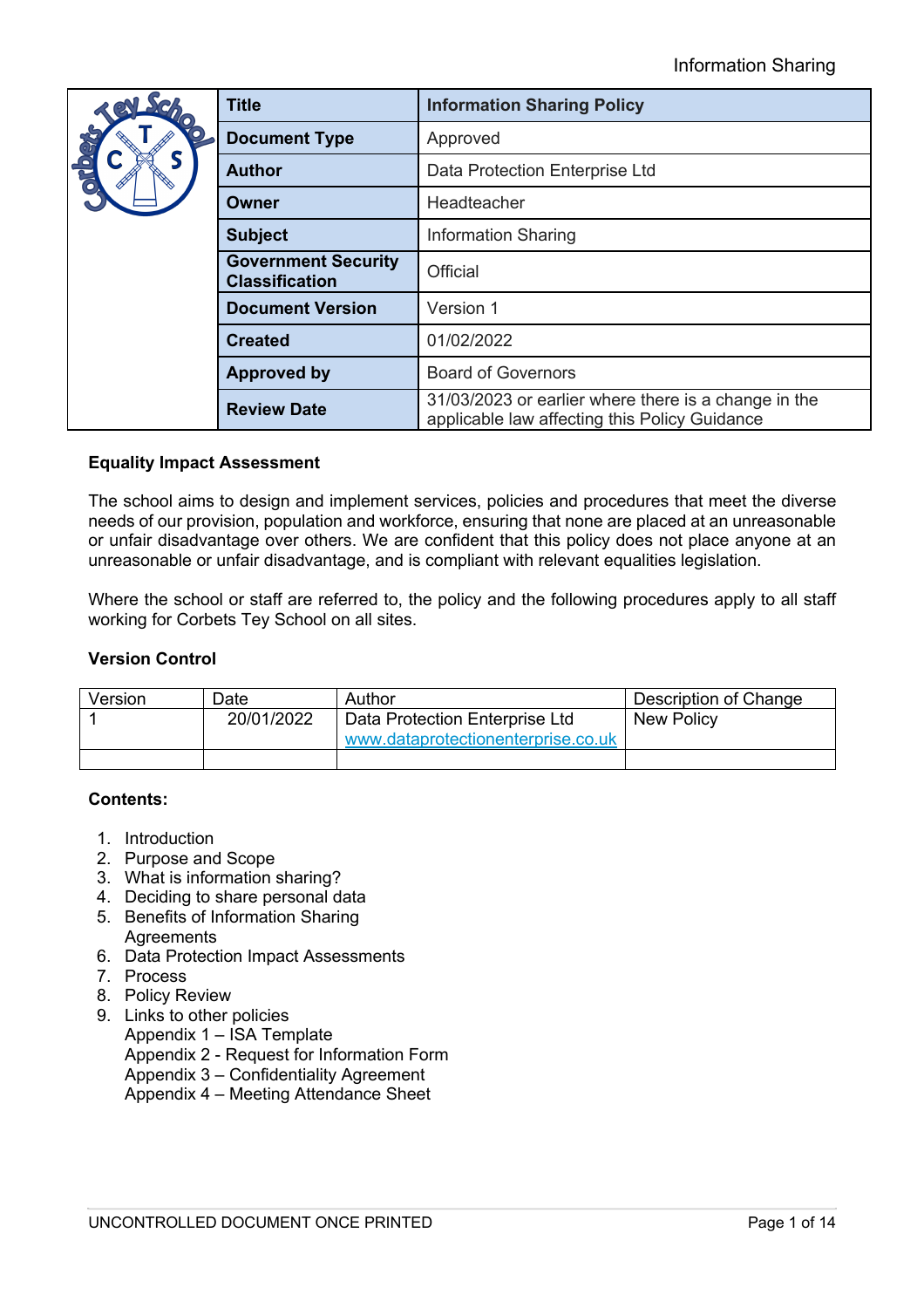| Title | Information Sharing Policy |
|---|---|
| Document Type | Approved |
| Author | Data Protection Enterprise Ltd |
| Owner | Headteacher |
| Subject | Information Sharing |
| Government Security Classification | Official |
| Document Version | Version 1 |
| Created | 01/02/2022 |
| Approved by | Board of Governors |
| Review Date | 31/03/2023 or earlier where there is a change in the applicable law affecting this Policy Guidance |

**Equality Impact Assessment**

The school aims to design and implement services, policies and procedures that meet the diverse needs of our provision, population and workforce, ensuring that none are placed at an unreasonable or unfair disadvantage over others. We are confident that this policy does not place anyone at an unreasonable or unfair disadvantage, and is compliant with relevant equalities legislation.

Where the school or staff are referred to, the policy and the following procedures apply to all staff working for Corbets Tey School on all sites.

**Version Control**

| Version | Date | Author | Description of Change |
|---|---|---|---|
| 1 | 20/01/2022 | Data Protection Enterprise Ltd www.dataprotectionenterprise.co.uk | New Policy |
| | | | |

**Contents:**

1. Introduction
2. Purpose and Scope
3. What is information sharing?
4. Deciding to share personal data
5. Benefits of Information Sharing Agreements
6. Data Protection Impact Assessments
7. Process
8. Policy Review
9. Links to other policies

   Appendix 1 – ISA Template
   Appendix 2 - Request for Information Form
   Appendix 3 – Confidentiality Agreement
   Appendix 4 – Meeting Attendance Sheet

UNCONTROLLED DOCUMENT ONCE PRINTED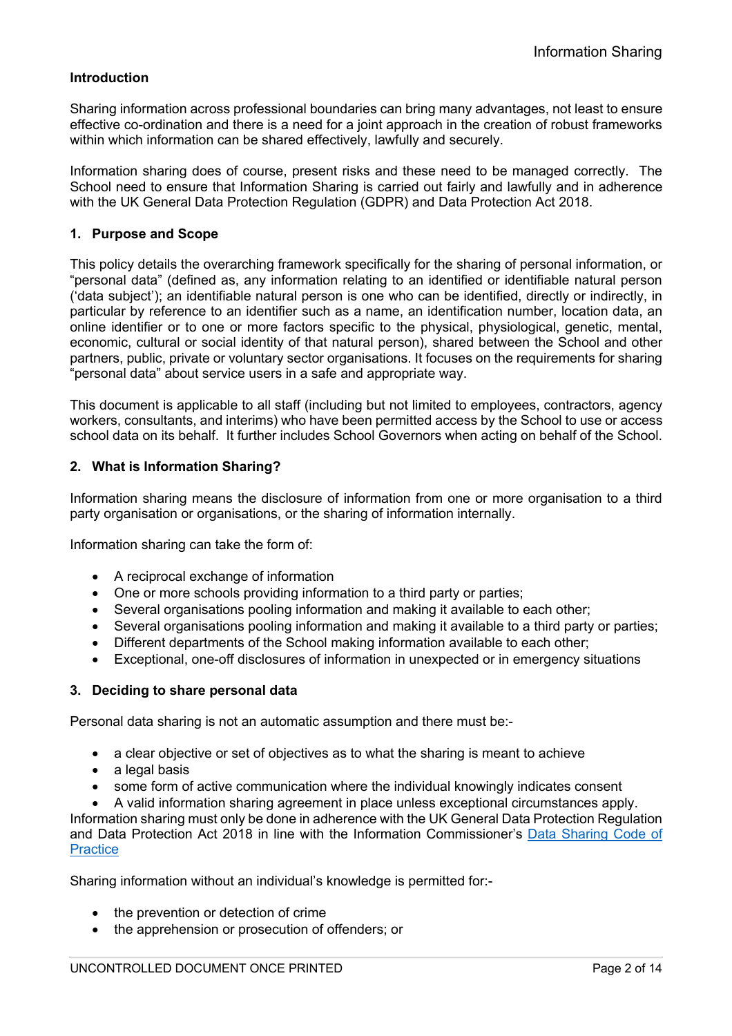## Introduction

Sharing information across professional boundaries can bring many advantages, not least to ensure effective co-ordination and there is a need for a joint approach in the creation of robust frameworks within which information can be shared effectively, lawfully and securely.

Information sharing does of course, present risks and these need to be managed correctly. The School need to ensure that Information Sharing is carried out fairly and lawfully and in adherence with the UK General Data Protection Regulation (GDPR) and Data Protection Act 2018.

## 1. Purpose and Scope

This policy details the overarching framework specifically for the sharing of personal information, or "personal data" (defined as, any information relating to an identified or identifiable natural person ('data subject'); an identifiable natural person is one who can be identified, directly or indirectly, in particular by reference to an identifier such as a name, an identification number, location data, an online identifier or to one or more factors specific to the physical, physiological, genetic, mental, economic, cultural or social identity of that natural person), shared between the School and other partners, public, private or voluntary sector organisations. It focuses on the requirements for sharing "personal data" about service users in a safe and appropriate way.

This document is applicable to all staff (including but not limited to employees, contractors, agency workers, consultants, and interims) who have been permitted access by the School to use or access school data on its behalf. It further includes School Governors when acting on behalf of the School.

## 2. What is Information Sharing?

Information sharing means the disclosure of information from one or more organisation to a third party organisation or organisations, or the sharing of information internally.

Information sharing can take the form of:

- A reciprocal exchange of information
- One or more schools providing information to a third party or parties;
- Several organisations pooling information and making it available to each other;
- Several organisations pooling information and making it available to a third party or parties;
- Different departments of the School making information available to each other;
- Exceptional, one-off disclosures of information in unexpected or in emergency situations

## 3. Deciding to share personal data

Personal data sharing is not an automatic assumption and there must be:-

- a clear objective or set of objectives as to what the sharing is meant to achieve
- a legal basis
- some form of active communication where the individual knowingly indicates consent
- A valid information sharing agreement in place unless exceptional circumstances apply.

Information sharing must only be done in adherence with the UK General Data Protection Regulation and Data Protection Act 2018 in line with the Information Commissioner's [Data Sharing Code of Practice]

Sharing information without an individual's knowledge is permitted for:-

- the prevention or detection of crime
- the apprehension or prosecution of offenders; or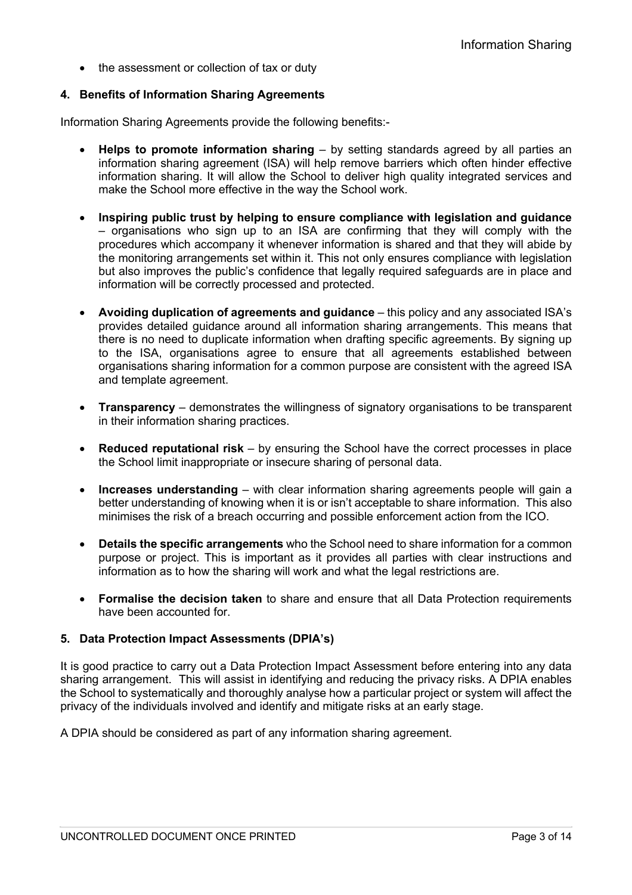- the assessment or collection of tax or duty

## 4. Benefits of Information Sharing Agreements

Information Sharing Agreements provide the following benefits:-

- **Helps to promote information sharing** – by setting standards agreed by all parties an information sharing agreement (ISA) will help remove barriers which often hinder effective information sharing. It will allow the School to deliver high quality integrated services and make the School more effective in the way the School work.

- **Inspiring public trust by helping to ensure compliance with legislation and guidance** – organisations who sign up to an ISA are confirming that they will comply with the procedures which accompany it whenever information is shared and that they will abide by the monitoring arrangements set within it. This not only ensures compliance with legislation but also improves the public's confidence that legally required safeguards are in place and information will be correctly processed and protected.

- **Avoiding duplication of agreements and guidance** – this policy and any associated ISA's provides detailed guidance around all information sharing arrangements. This means that there is no need to duplicate information when drafting specific agreements. By signing up to the ISA, organisations agree to ensure that all agreements established between organisations sharing information for a common purpose are consistent with the agreed ISA and template agreement.

- **Transparency** – demonstrates the willingness of signatory organisations to be transparent in their information sharing practices.

- **Reduced reputational risk** – by ensuring the School have the correct processes in place the School limit inappropriate or insecure sharing of personal data.

- **Increases understanding** – with clear information sharing agreements people will gain a better understanding of knowing when it is or isn't acceptable to share information. This also minimises the risk of a breach occurring and possible enforcement action from the ICO.

- **Details the specific arrangements** who the School need to share information for a common purpose or project. This is important as it provides all parties with clear instructions and information as to how the sharing will work and what the legal restrictions are.

- **Formalise the decision taken** to share and ensure that all Data Protection requirements have been accounted for.

## 5. Data Protection Impact Assessments (DPIA's)

It is good practice to carry out a Data Protection Impact Assessment before entering into any data sharing arrangement. This will assist in identifying and reducing the privacy risks. A DPIA enables the School to systematically and thoroughly analyse how a particular project or system will affect the privacy of the individuals involved and identify and mitigate risks at an early stage.

A DPIA should be considered as part of any information sharing agreement.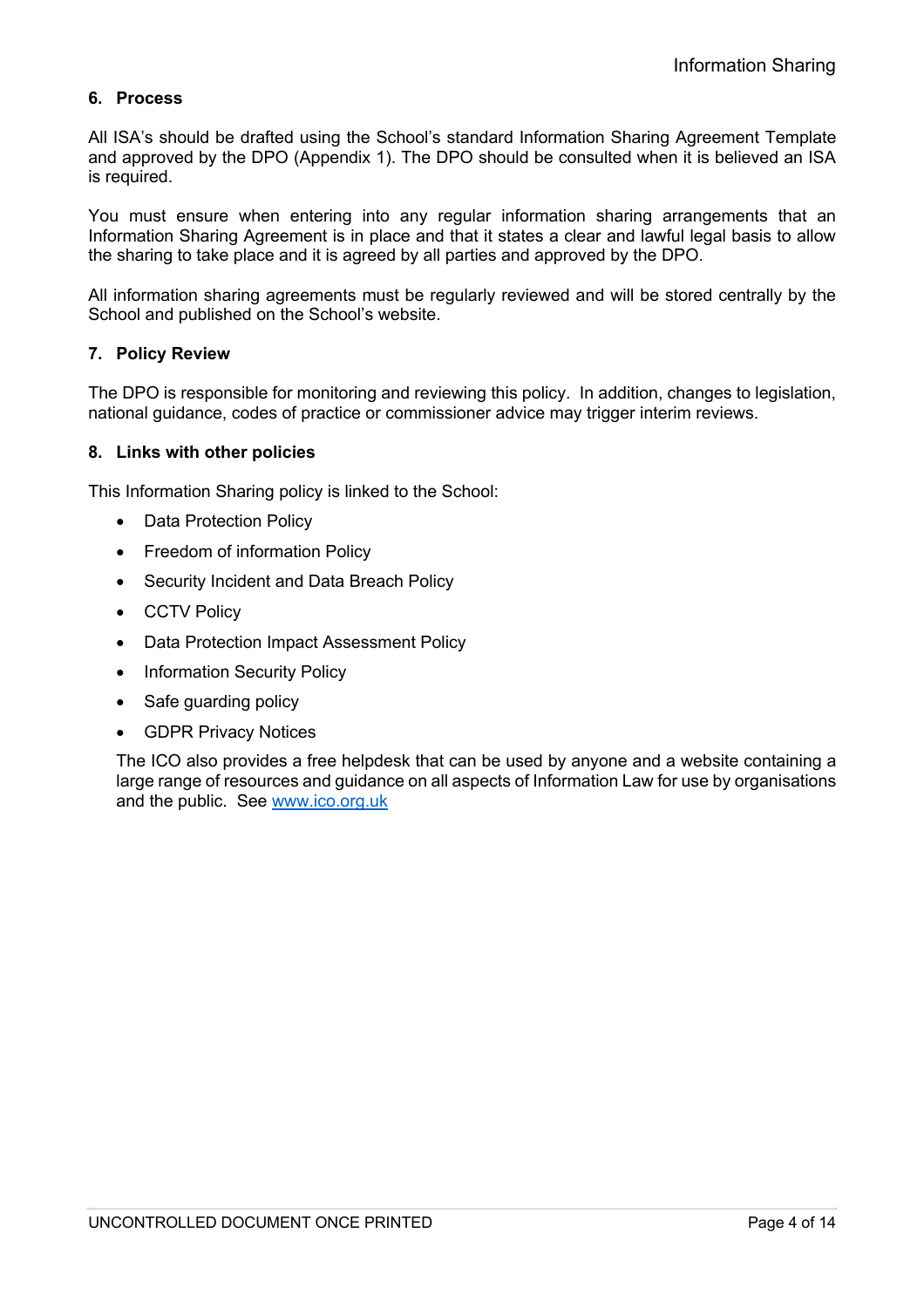## 6. Process

All ISA's should be drafted using the School's standard Information Sharing Agreement Template and approved by the DPO (Appendix 1). The DPO should be consulted when it is believed an ISA is required.

You must ensure when entering into any regular information sharing arrangements that an Information Sharing Agreement is in place and that it states a clear and lawful legal basis to allow the sharing to take place and it is agreed by all parties and approved by the DPO.

All information sharing agreements must be regularly reviewed and will be stored centrally by the School and published on the School's website.

## 7. Policy Review

The DPO is responsible for monitoring and reviewing this policy. In addition, changes to legislation, national guidance, codes of practice or commissioner advice may trigger interim reviews.

## 8. Links with other policies

This Information Sharing policy is linked to the School:

- Data Protection Policy
- Freedom of information Policy
- Security Incident and Data Breach Policy
- CCTV Policy
- Data Protection Impact Assessment Policy
- Information Security Policy
- Safe guarding policy
- GDPR Privacy Notices

The ICO also provides a free helpdesk that can be used by anyone and a website containing a large range of resources and guidance on all aspects of Information Law for use by organisations and the public. See [www.ico.org.uk](http://www.ico.org.uk)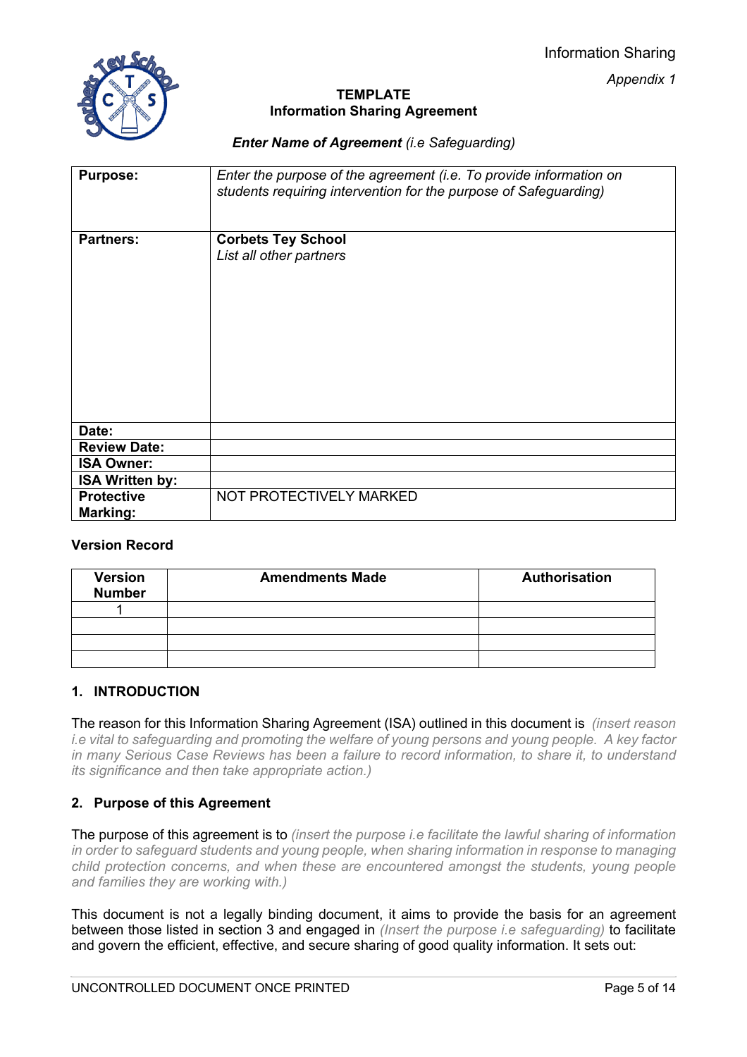Information Sharing

*Appendix 1*

**TEMPLATE**
**Information Sharing Agreement**

***Enter Name of Agreement*** *(i.e Safeguarding)*

| | |
|---|---|
| **Purpose:** | *Enter the purpose of the agreement (i.e. To provide information on students requiring intervention for the purpose of Safeguarding)* |
| **Partners:** | **Corbets Tey School**<br>*List all other partners* |
| **Date:** | |
| **Review Date:** | |
| **ISA Owner:** | |
| **ISA Written by:** | |
| **Protective Marking:** | NOT PROTECTIVELY MARKED |

**Version Record**

| Version Number | Amendments Made | Authorisation |
|---|---|---|
| 1 | | |
| | | |
| | | |
| | | |

## 1. INTRODUCTION

The reason for this Information Sharing Agreement (ISA) outlined in this document is *(insert reason i.e vital to safeguarding and promoting the welfare of young persons and young people. A key factor in many Serious Case Reviews has been a failure to record information, to share it, to understand its significance and then take appropriate action.)*

## 2. Purpose of this Agreement

The purpose of this agreement is to *(insert the purpose i.e facilitate the lawful sharing of information in order to safeguard students and young people, when sharing information in response to managing child protection concerns, and when these are encountered amongst the students, young people and families they are working with.)*

This document is not a legally binding document, it aims to provide the basis for an agreement between those listed in section 3 and engaged in *(Insert the purpose i.e safeguarding)* to facilitate and govern the efficient, effective, and secure sharing of good quality information. It sets out: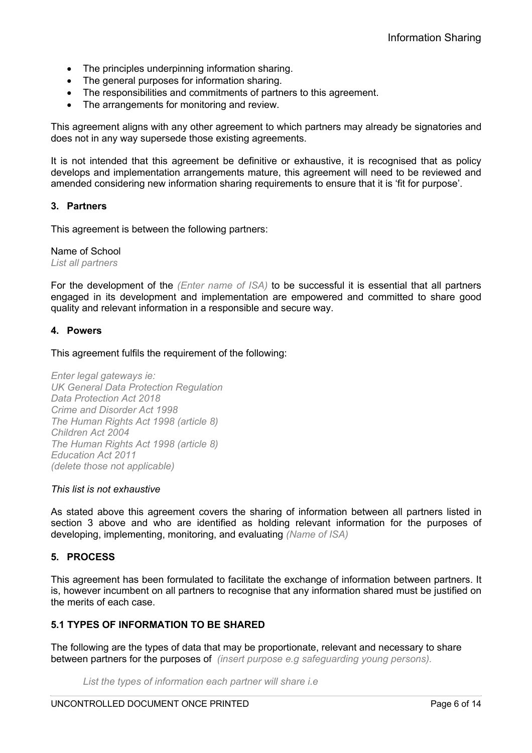- The principles underpinning information sharing.
- The general purposes for information sharing.
- The responsibilities and commitments of partners to this agreement.
- The arrangements for monitoring and review.

This agreement aligns with any other agreement to which partners may already be signatories and does not in any way supersede those existing agreements.

It is not intended that this agreement be definitive or exhaustive, it is recognised that as policy develops and implementation arrangements mature, this agreement will need to be reviewed and amended considering new information sharing requirements to ensure that it is 'fit for purpose'.

### 3. Partners

This agreement is between the following partners:

Name of School
*List all partners*

For the development of the *(Enter name of ISA)* to be successful it is essential that all partners engaged in its development and implementation are empowered and committed to share good quality and relevant information in a responsible and secure way.

### 4. Powers

This agreement fulfils the requirement of the following:

*Enter legal gateways ie:*
*UK General Data Protection Regulation*
*Data Protection Act 2018*
*Crime and Disorder Act 1998*
*The Human Rights Act 1998 (article 8)*
*Children Act 2004*
*The Human Rights Act 1998 (article 8)*
*Education Act 2011*
*(delete those not applicable)*

*This list is not exhaustive*

As stated above this agreement covers the sharing of information between all partners listed in section 3 above and who are identified as holding relevant information for the purposes of developing, implementing, monitoring, and evaluating *(Name of ISA)*

### 5. PROCESS

This agreement has been formulated to facilitate the exchange of information between partners. It is, however incumbent on all partners to recognise that any information shared must be justified on the merits of each case.

#### 5.1 TYPES OF INFORMATION TO BE SHARED

The following are the types of data that may be proportionate, relevant and necessary to share between partners for the purposes of *(insert purpose e.g safeguarding young persons).*

*List the types of information each partner will share i.e*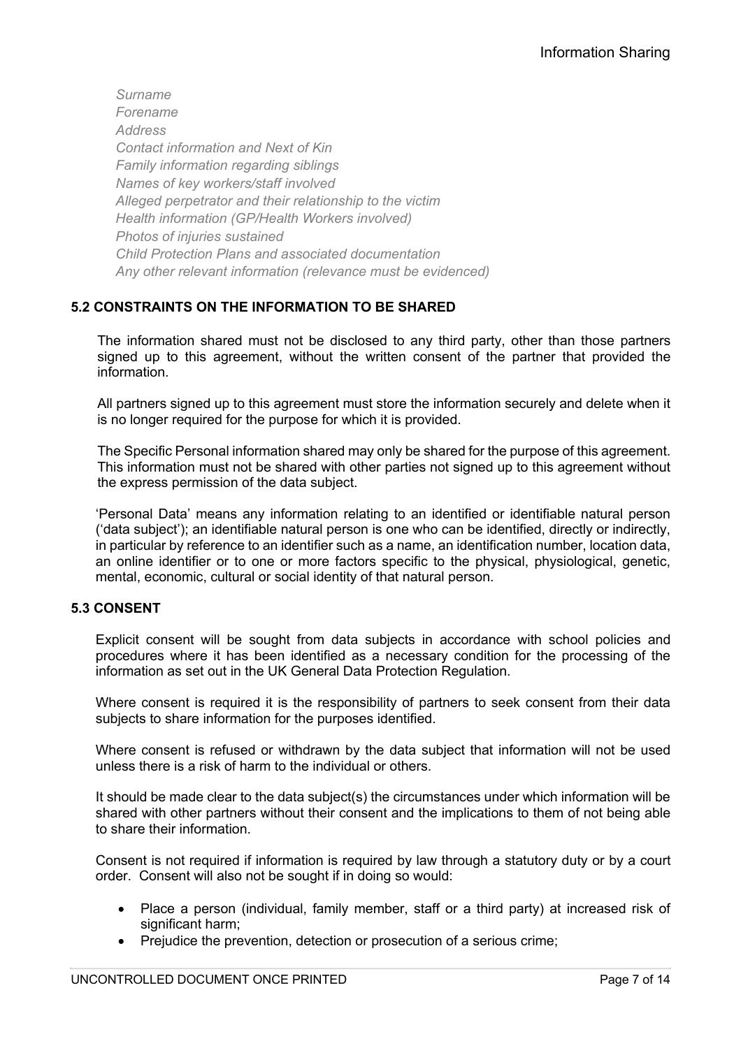*Surname*
*Forename*
*Address*
*Contact information and Next of Kin*
*Family information regarding siblings*
*Names of key workers/staff involved*
*Alleged perpetrator and their relationship to the victim*
*Health information (GP/Health Workers involved)*
*Photos of injuries sustained*
*Child Protection Plans and associated documentation*
*Any other relevant information (relevance must be evidenced)*

### 5.2 CONSTRAINTS ON THE INFORMATION TO BE SHARED

The information shared must not be disclosed to any third party, other than those partners signed up to this agreement, without the written consent of the partner that provided the information.

All partners signed up to this agreement must store the information securely and delete when it is no longer required for the purpose for which it is provided.

The Specific Personal information shared may only be shared for the purpose of this agreement. This information must not be shared with other parties not signed up to this agreement without the express permission of the data subject.

'Personal Data' means any information relating to an identified or identifiable natural person ('data subject'); an identifiable natural person is one who can be identified, directly or indirectly, in particular by reference to an identifier such as a name, an identification number, location data, an online identifier or to one or more factors specific to the physical, physiological, genetic, mental, economic, cultural or social identity of that natural person.

### 5.3 CONSENT

Explicit consent will be sought from data subjects in accordance with school policies and procedures where it has been identified as a necessary condition for the processing of the information as set out in the UK General Data Protection Regulation.

Where consent is required it is the responsibility of partners to seek consent from their data subjects to share information for the purposes identified.

Where consent is refused or withdrawn by the data subject that information will not be used unless there is a risk of harm to the individual or others.

It should be made clear to the data subject(s) the circumstances under which information will be shared with other partners without their consent and the implications to them of not being able to share their information.

Consent is not required if information is required by law through a statutory duty or by a court order. Consent will also not be sought if in doing so would:

- Place a person (individual, family member, staff or a third party) at increased risk of significant harm;
- Prejudice the prevention, detection or prosecution of a serious crime;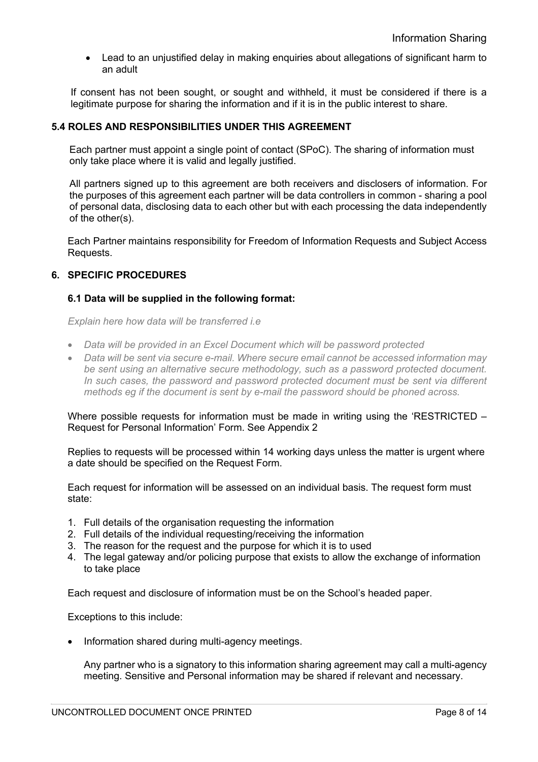- Lead to an unjustified delay in making enquiries about allegations of significant harm to an adult

If consent has not been sought, or sought and withheld, it must be considered if there is a legitimate purpose for sharing the information and if it is in the public interest to share.

### 5.4 ROLES AND RESPONSIBILITIES UNDER THIS AGREEMENT

Each partner must appoint a single point of contact (SPoC). The sharing of information must only take place where it is valid and legally justified.

All partners signed up to this agreement are both receivers and disclosers of information. For the purposes of this agreement each partner will be data controllers in common - sharing a pool of personal data, disclosing data to each other but with each processing the data independently of the other(s).

Each Partner maintains responsibility for Freedom of Information Requests and Subject Access Requests.

## 6. SPECIFIC PROCEDURES

### 6.1 Data will be supplied in the following format:

*Explain here how data will be transferred i.e*

- *Data will be provided in an Excel Document which will be password protected*
- *Data will be sent via secure e-mail. Where secure email cannot be accessed information may be sent using an alternative secure methodology, such as a password protected document. In such cases, the password and password protected document must be sent via different methods eg if the document is sent by e-mail the password should be phoned across.*

Where possible requests for information must be made in writing using the 'RESTRICTED – Request for Personal Information' Form. See Appendix 2

Replies to requests will be processed within 14 working days unless the matter is urgent where a date should be specified on the Request Form.

Each request for information will be assessed on an individual basis. The request form must state:

1. Full details of the organisation requesting the information
2. Full details of the individual requesting/receiving the information
3. The reason for the request and the purpose for which it is to used
4. The legal gateway and/or policing purpose that exists to allow the exchange of information to take place

Each request and disclosure of information must be on the School's headed paper.

Exceptions to this include:

- Information shared during multi-agency meetings.

  Any partner who is a signatory to this information sharing agreement may call a multi-agency meeting. Sensitive and Personal information may be shared if relevant and necessary.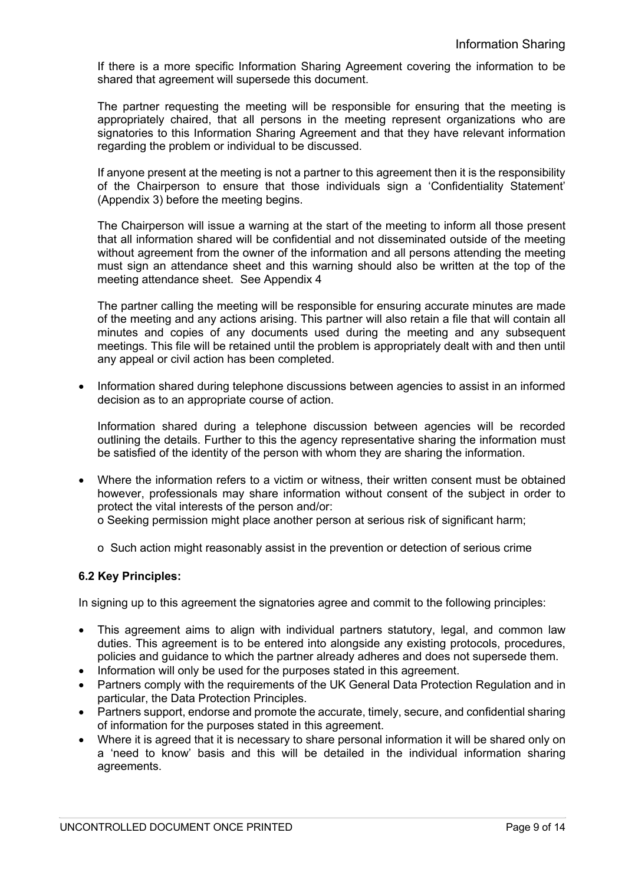If there is a more specific Information Sharing Agreement covering the information to be shared that agreement will supersede this document.

The partner requesting the meeting will be responsible for ensuring that the meeting is appropriately chaired, that all persons in the meeting represent organizations who are signatories to this Information Sharing Agreement and that they have relevant information regarding the problem or individual to be discussed.

If anyone present at the meeting is not a partner to this agreement then it is the responsibility of the Chairperson to ensure that those individuals sign a 'Confidentiality Statement' (Appendix 3) before the meeting begins.

The Chairperson will issue a warning at the start of the meeting to inform all those present that all information shared will be confidential and not disseminated outside of the meeting without agreement from the owner of the information and all persons attending the meeting must sign an attendance sheet and this warning should also be written at the top of the meeting attendance sheet. See Appendix 4

The partner calling the meeting will be responsible for ensuring accurate minutes are made of the meeting and any actions arising. This partner will also retain a file that will contain all minutes and copies of any documents used during the meeting and any subsequent meetings. This file will be retained until the problem is appropriately dealt with and then until any appeal or civil action has been completed.

- Information shared during telephone discussions between agencies to assist in an informed decision as to an appropriate course of action.

  Information shared during a telephone discussion between agencies will be recorded outlining the details. Further to this the agency representative sharing the information must be satisfied of the identity of the person with whom they are sharing the information.

- Where the information refers to a victim or witness, their written consent must be obtained however, professionals may share information without consent of the subject in order to protect the vital interests of the person and/or:
  - Seeking permission might place another person at serious risk of significant harm;
  - Such action might reasonably assist in the prevention or detection of serious crime

### 6.2 Key Principles:

In signing up to this agreement the signatories agree and commit to the following principles:

- This agreement aims to align with individual partners statutory, legal, and common law duties. This agreement is to be entered into alongside any existing protocols, procedures, policies and guidance to which the partner already adheres and does not supersede them.
- Information will only be used for the purposes stated in this agreement.
- Partners comply with the requirements of the UK General Data Protection Regulation and in particular, the Data Protection Principles.
- Partners support, endorse and promote the accurate, timely, secure, and confidential sharing of information for the purposes stated in this agreement.
- Where it is agreed that it is necessary to share personal information it will be shared only on a 'need to know' basis and this will be detailed in the individual information sharing agreements.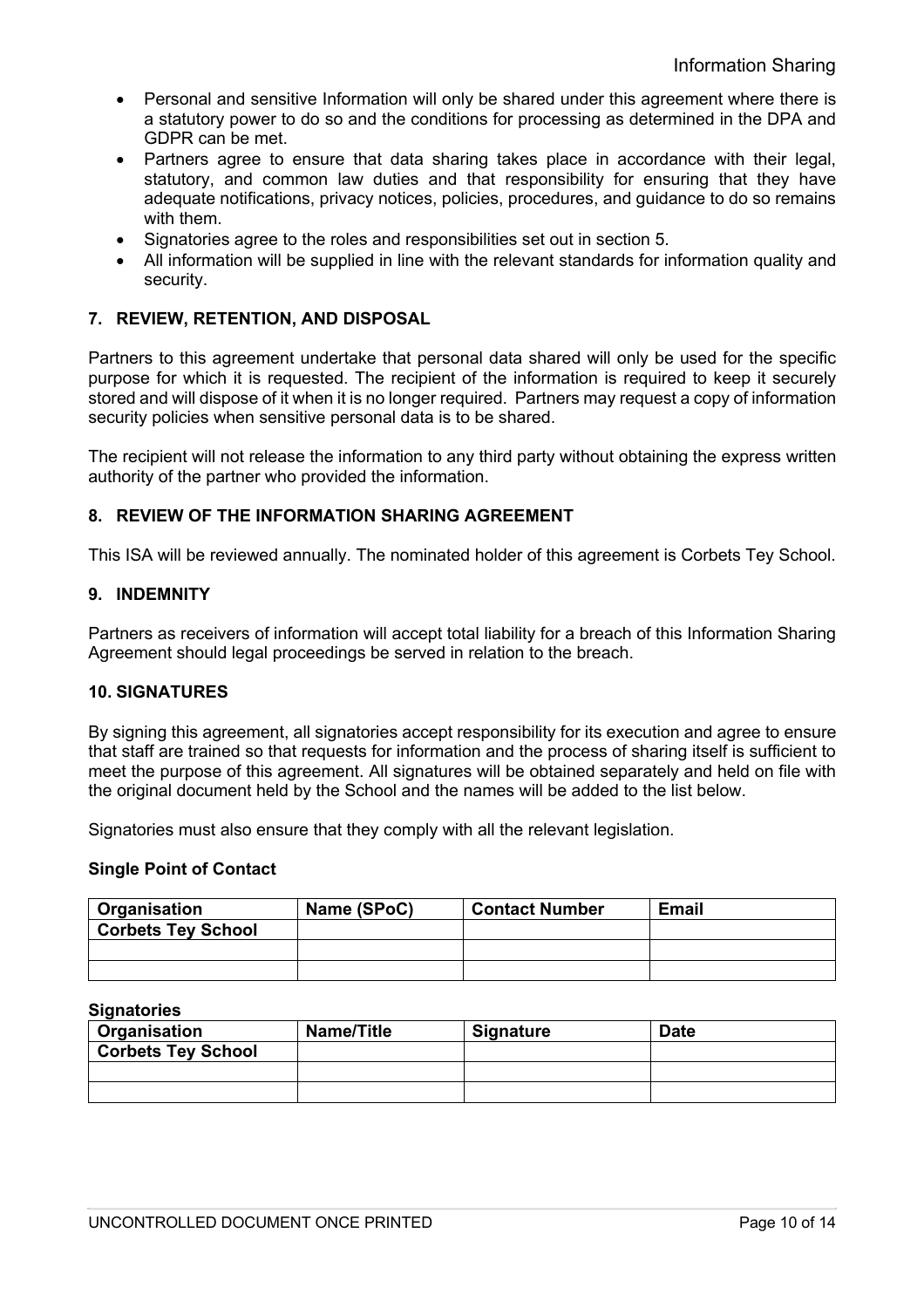- Personal and sensitive Information will only be shared under this agreement where there is a statutory power to do so and the conditions for processing as determined in the DPA and GDPR can be met.
- Partners agree to ensure that data sharing takes place in accordance with their legal, statutory, and common law duties and that responsibility for ensuring that they have adequate notifications, privacy notices, policies, procedures, and guidance to do so remains with them.
- Signatories agree to the roles and responsibilities set out in section 5.
- All information will be supplied in line with the relevant standards for information quality and security.

## 7. REVIEW, RETENTION, AND DISPOSAL

Partners to this agreement undertake that personal data shared will only be used for the specific purpose for which it is requested. The recipient of the information is required to keep it securely stored and will dispose of it when it is no longer required. Partners may request a copy of information security policies when sensitive personal data is to be shared.

The recipient will not release the information to any third party without obtaining the express written authority of the partner who provided the information.

## 8. REVIEW OF THE INFORMATION SHARING AGREEMENT

This ISA will be reviewed annually. The nominated holder of this agreement is Corbets Tey School.

## 9. INDEMNITY

Partners as receivers of information will accept total liability for a breach of this Information Sharing Agreement should legal proceedings be served in relation to the breach.

## 10. SIGNATURES

By signing this agreement, all signatories accept responsibility for its execution and agree to ensure that staff are trained so that requests for information and the process of sharing itself is sufficient to meet the purpose of this agreement. All signatures will be obtained separately and held on file with the original document held by the School and the names will be added to the list below.

Signatories must also ensure that they comply with all the relevant legislation.

**Single Point of Contact**

| Organisation | Name (SPoC) | Contact Number | Email |
|---|---|---|---|
| Corbets Tey School | | | |
| | | | |
| | | | |

**Signatories**

| Organisation | Name/Title | Signature | Date |
|---|---|---|---|
| Corbets Tey School | | | |
| | | | |
| | | | |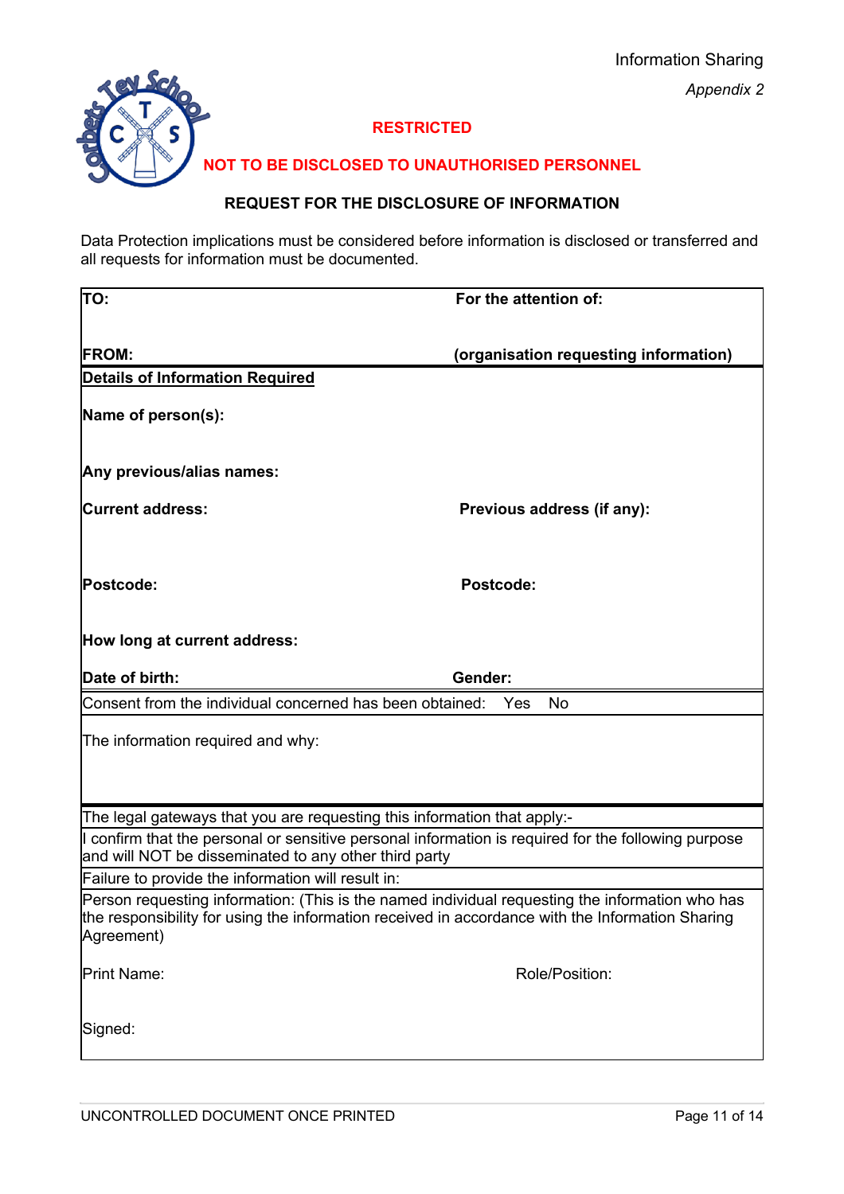Information Sharing

*Appendix 2*

**RESTRICTED**

**NOT TO BE DISCLOSED TO UNAUTHORISED PERSONNEL**

**REQUEST FOR THE DISCLOSURE OF INFORMATION**

Data Protection implications must be considered before information is disclosed or transferred and all requests for information must be documented.

| | |
|---|---|
| **TO:** | **For the attention of:** |
| **FROM:** | **(organisation requesting information)** |
| **<u>Details of Information Required</u>** | |
| **Name of person(s):** | |
| **Any previous/alias names:** | |
| **Current address:** | **Previous address (if any):** |
| **Postcode:** | **Postcode:** |
| **How long at current address:** | |
| **Date of birth:** | **Gender:** |
| Consent from the individual concerned has been obtained: Yes No | |
| The information required and why: | |
| The legal gateways that you are requesting this information that apply:- | |
| I confirm that the personal or sensitive personal information is required for the following purpose and will NOT be disseminated to any other third party | |
| Failure to provide the information will result in: | |
| Person requesting information: (This is the named individual requesting the information who has the responsibility for using the information received in accordance with the Information Sharing Agreement) | |
| Print Name: | Role/Position: |
| Signed: | |

UNCONTROLLED DOCUMENT ONCE PRINTED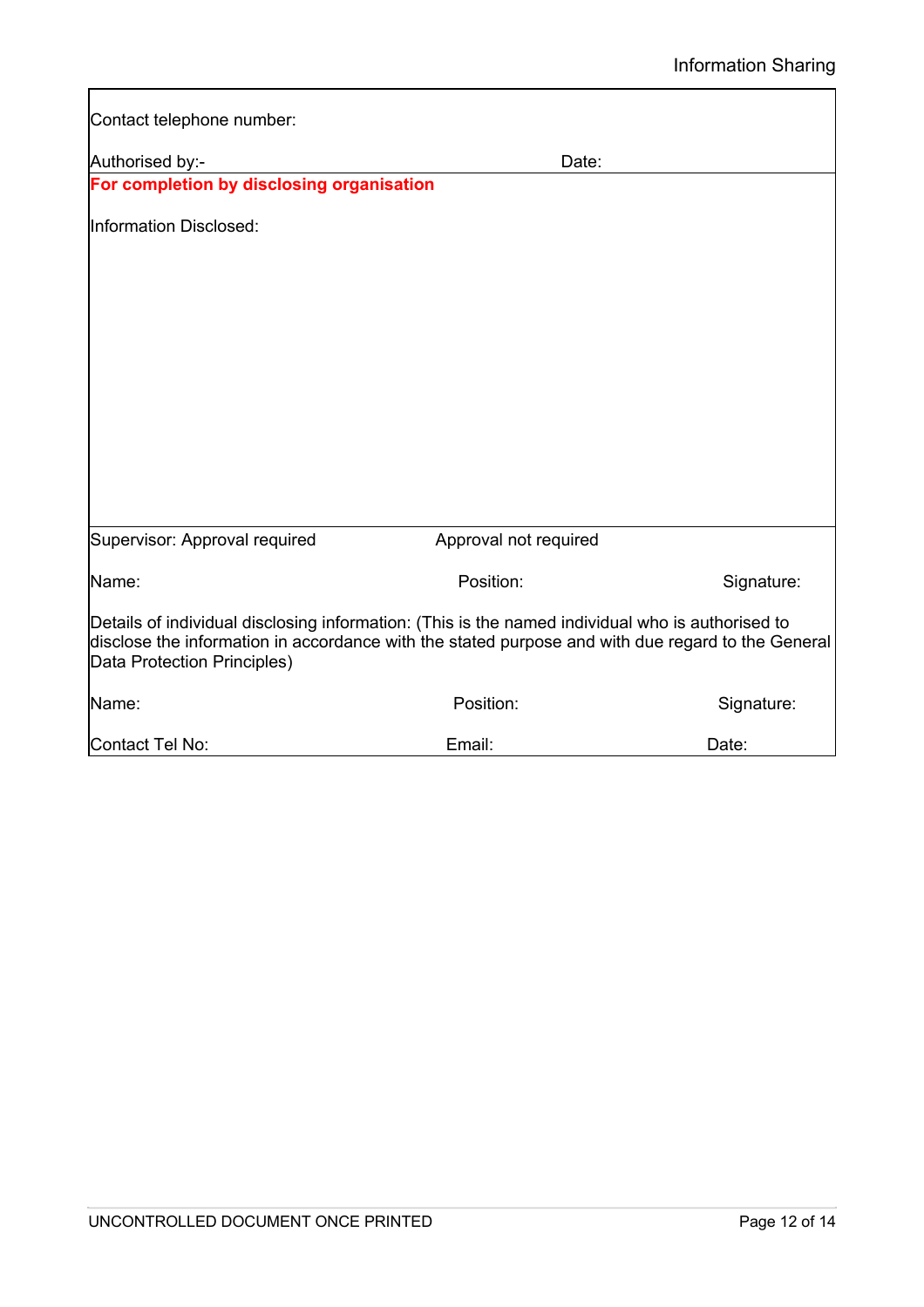Contact telephone number:

Authorised by:- Date:

**For completion by disclosing organisation**

Information Disclosed:

Supervisor: Approval required Approval not required

Name: Position: Signature:

Details of individual disclosing information: (This is the named individual who is authorised to disclose the information in accordance with the stated purpose and with due regard to the General Data Protection Principles)

Name: Position: Signature:

Contact Tel No: Email: Date:

UNCONTROLLED DOCUMENT ONCE PRINTED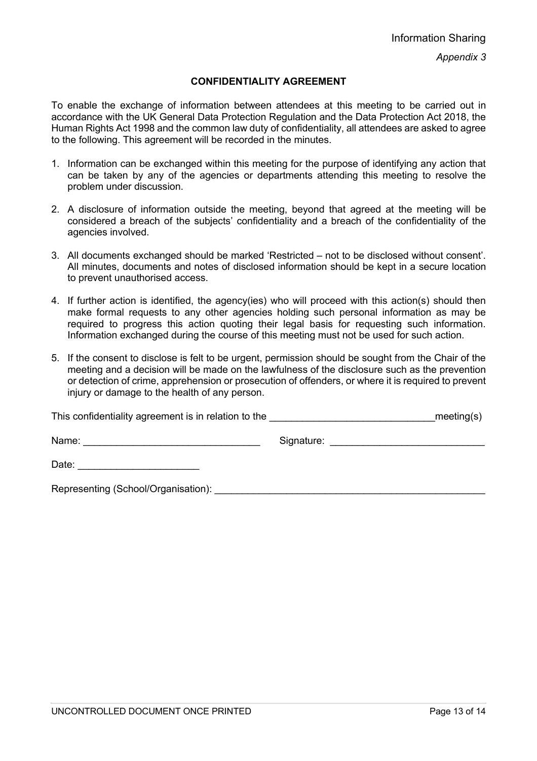*Appendix 3*

## CONFIDENTIALITY AGREEMENT

To enable the exchange of information between attendees at this meeting to be carried out in accordance with the UK General Data Protection Regulation and the Data Protection Act 2018, the Human Rights Act 1998 and the common law duty of confidentiality, all attendees are asked to agree to the following. This agreement will be recorded in the minutes.

1. Information can be exchanged within this meeting for the purpose of identifying any action that can be taken by any of the agencies or departments attending this meeting to resolve the problem under discussion.
2. A disclosure of information outside the meeting, beyond that agreed at the meeting will be considered a breach of the subjects' confidentiality and a breach of the confidentiality of the agencies involved.
3. All documents exchanged should be marked 'Restricted – not to be disclosed without consent'. All minutes, documents and notes of disclosed information should be kept in a secure location to prevent unauthorised access.
4. If further action is identified, the agency(ies) who will proceed with this action(s) should then make formal requests to any other agencies holding such personal information as may be required to progress this action quoting their legal basis for requesting such information. Information exchanged during the course of this meeting must not be used for such action.
5. If the consent to disclose is felt to be urgent, permission should be sought from the Chair of the meeting and a decision will be made on the lawfulness of the disclosure such as the prevention or detection of crime, apprehension or prosecution of offenders, or where it is required to prevent injury or damage to the health of any person.

This confidentiality agreement is in relation to the ______________________________meeting(s)

Name: ________________________________ Signature: ____________________________

Date: ______________________

Representing (School/Organisation): __________________________________________________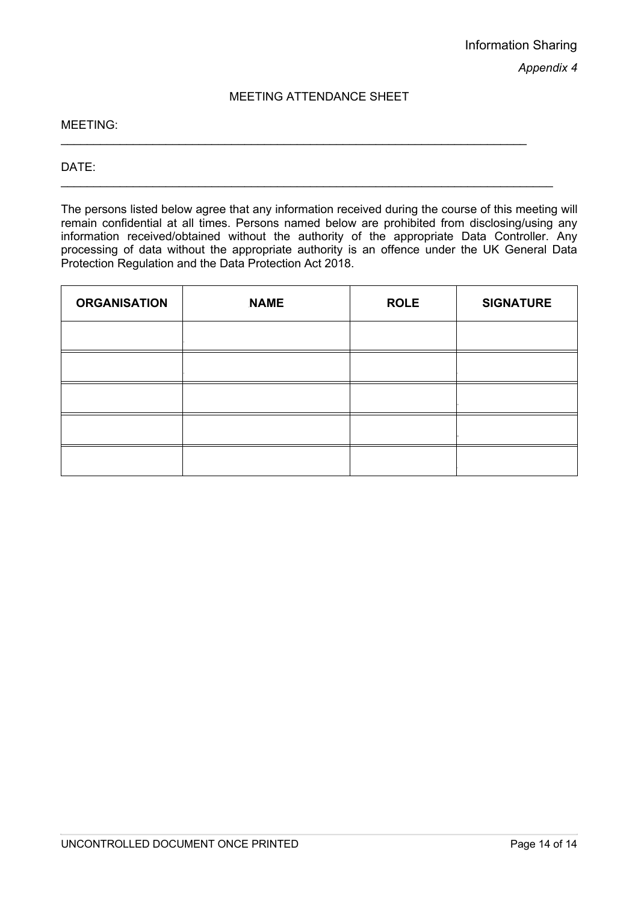Information Sharing

*Appendix 4*

MEETING ATTENDANCE SHEET

MEETING: \_\_\_\_\_\_\_\_\_\_\_\_\_\_\_\_\_\_\_\_\_\_\_\_\_\_\_\_\_\_\_\_\_\_\_\_\_\_\_\_\_\_\_\_\_\_\_\_\_\_\_\_\_\_\_\_\_\_\_\_\_\_\_\_

DATE: \_\_\_\_\_\_\_\_\_\_\_\_\_\_\_\_\_\_\_\_\_\_\_\_\_\_\_\_\_\_\_\_\_\_\_\_\_\_\_\_\_\_\_\_\_\_\_\_\_\_\_\_\_\_\_\_\_\_\_\_\_\_\_\_\_\_\_\_

The persons listed below agree that any information received during the course of this meeting will remain confidential at all times. Persons named below are prohibited from disclosing/using any information received/obtained without the authority of the appropriate Data Controller. Any processing of data without the appropriate authority is an offence under the UK General Data Protection Regulation and the Data Protection Act 2018.

| ORGANISATION | NAME | ROLE | SIGNATURE |
|---|---|---|---|
| | | | |
| | | | |
| | | | |
| | | | |
| | | | |

UNCONTROLLED DOCUMENT ONCE PRINTED